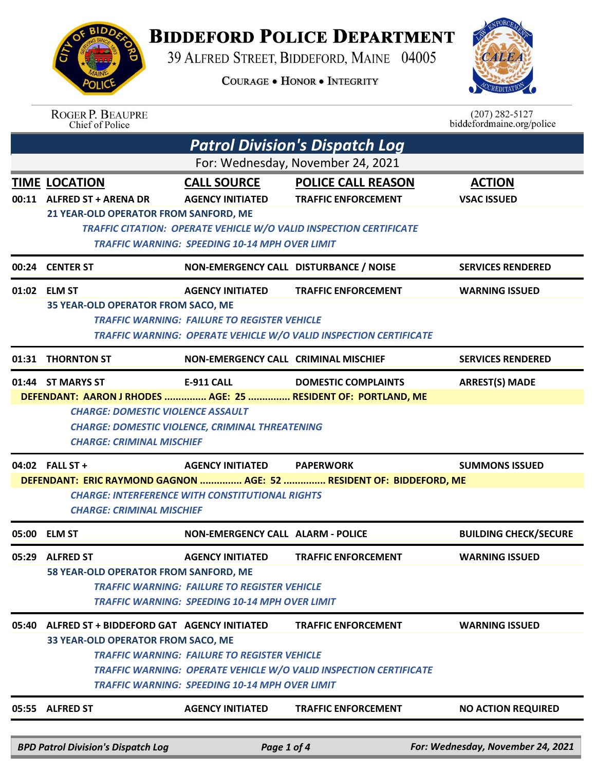# Biddeford Police Department

39 Alfred Street, Biddeford, Maine 04005

Courage • Honor • Integrity

Roger P. Beaupre
Chief of Police

(207) 282-5127
biddefordmaine.org/police

## Patrol Division's Dispatch Log

For: Wednesday, November 24, 2021

| TIME | LOCATION | CALL SOURCE | POLICE CALL REASON | ACTION |
|---|---|---|---|---|
| 00:11 | ALFRED ST + ARENA DR | AGENCY INITIATED | TRAFFIC ENFORCEMENT | VSAC ISSUED |

21 YEAR-OLD OPERATOR FROM SANFORD, ME

*TRAFFIC CITATION: OPERATE VEHICLE W/O VALID INSPECTION CERTIFICATE*

*TRAFFIC WARNING: SPEEDING 10-14 MPH OVER LIMIT*

| TIME | LOCATION | CALL SOURCE | POLICE CALL REASON | ACTION |
|---|---|---|---|---|
| 00:24 | CENTER ST | NON-EMERGENCY CALL | DISTURBANCE / NOISE | SERVICES RENDERED |
| 01:02 | ELM ST | AGENCY INITIATED | TRAFFIC ENFORCEMENT | WARNING ISSUED |

35 YEAR-OLD OPERATOR FROM SACO, ME

*TRAFFIC WARNING: FAILURE TO REGISTER VEHICLE*

*TRAFFIC WARNING: OPERATE VEHICLE W/O VALID INSPECTION CERTIFICATE*

| TIME | LOCATION | CALL SOURCE | POLICE CALL REASON | ACTION |
|---|---|---|---|---|
| 01:31 | THORNTON ST | NON-EMERGENCY CALL | CRIMINAL MISCHIEF | SERVICES RENDERED |
| 01:44 | ST MARYS ST | E-911 CALL | DOMESTIC COMPLAINTS | ARREST(S) MADE |

DEFENDANT: AARON J RHODES ............... AGE: 25 ............... RESIDENT OF: PORTLAND, ME

*CHARGE: DOMESTIC VIOLENCE ASSAULT*

*CHARGE: DOMESTIC VIOLENCE, CRIMINAL THREATENING*

*CHARGE: CRIMINAL MISCHIEF*

| TIME | LOCATION | CALL SOURCE | POLICE CALL REASON | ACTION |
|---|---|---|---|---|
| 04:02 | FALL ST + | AGENCY INITIATED | PAPERWORK | SUMMONS ISSUED |

DEFENDANT: ERIC RAYMOND GAGNON ............... AGE: 52 ............... RESIDENT OF: BIDDEFORD, ME

*CHARGE: INTERFERENCE WITH CONSTITUTIONAL RIGHTS*

*CHARGE: CRIMINAL MISCHIEF*

| TIME | LOCATION | CALL SOURCE | POLICE CALL REASON | ACTION |
|---|---|---|---|---|
| 05:00 | ELM ST | NON-EMERGENCY CALL | ALARM - POLICE | BUILDING CHECK/SECURE |
| 05:29 | ALFRED ST | AGENCY INITIATED | TRAFFIC ENFORCEMENT | WARNING ISSUED |

58 YEAR-OLD OPERATOR FROM SANFORD, ME

*TRAFFIC WARNING: FAILURE TO REGISTER VEHICLE*

*TRAFFIC WARNING: SPEEDING 10-14 MPH OVER LIMIT*

| TIME | LOCATION | CALL SOURCE | POLICE CALL REASON | ACTION |
|---|---|---|---|---|
| 05:40 | ALFRED ST + BIDDEFORD GAT | AGENCY INITIATED | TRAFFIC ENFORCEMENT | WARNING ISSUED |

33 YEAR-OLD OPERATOR FROM SACO, ME

*TRAFFIC WARNING: FAILURE TO REGISTER VEHICLE*

*TRAFFIC WARNING: OPERATE VEHICLE W/O VALID INSPECTION CERTIFICATE*

*TRAFFIC WARNING: SPEEDING 10-14 MPH OVER LIMIT*

| TIME | LOCATION | CALL SOURCE | POLICE CALL REASON | ACTION |
|---|---|---|---|---|
| 05:55 | ALFRED ST | AGENCY INITIATED | TRAFFIC ENFORCEMENT | NO ACTION REQUIRED |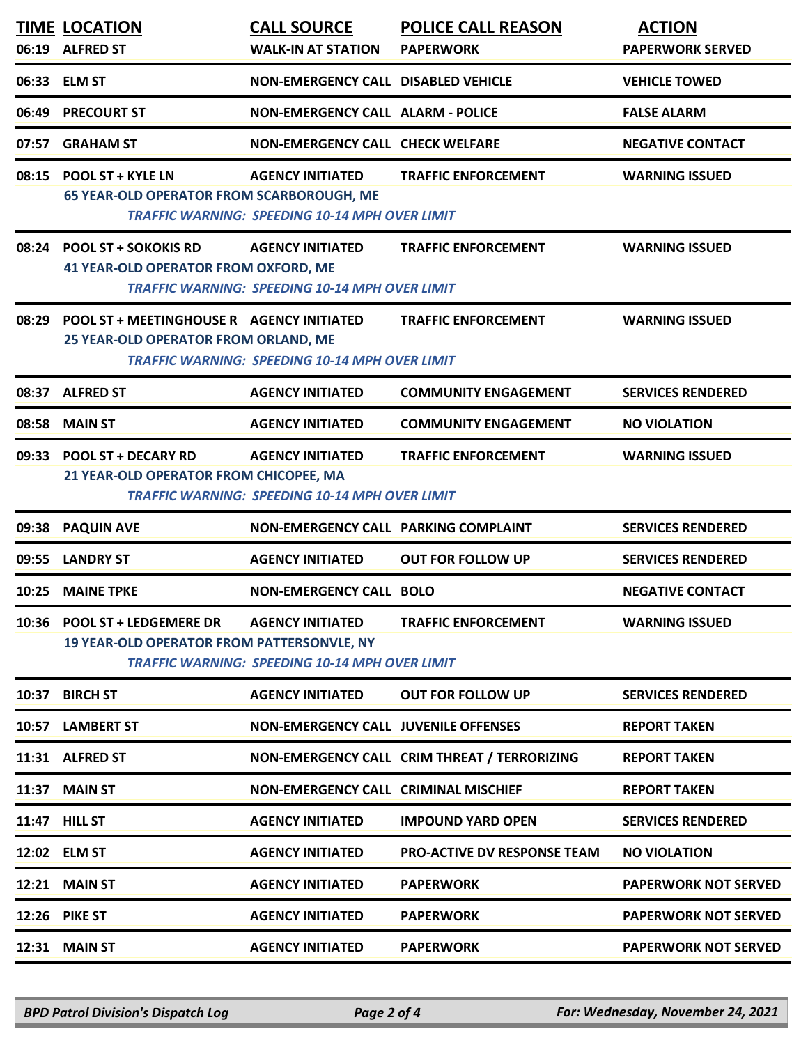| TIME | LOCATION | CALL SOURCE | POLICE CALL REASON | ACTION |
|---|---|---|---|---|
| 06:19 | ALFRED ST | WALK-IN AT STATION | PAPERWORK | PAPERWORK SERVED |
| 06:33 | ELM ST | NON-EMERGENCY CALL | DISABLED VEHICLE | VEHICLE TOWED |
| 06:49 | PRECOURT ST | NON-EMERGENCY CALL | ALARM - POLICE | FALSE ALARM |
| 07:57 | GRAHAM ST | NON-EMERGENCY CALL | CHECK WELFARE | NEGATIVE CONTACT |
| 08:15 | POOL ST + KYLE LN | AGENCY INITIATED | TRAFFIC ENFORCEMENT | WARNING ISSUED |
| | 65 YEAR-OLD OPERATOR FROM SCARBOROUGH, ME | | | |
| | | *TRAFFIC WARNING: SPEEDING 10-14 MPH OVER LIMIT* | | |
| 08:24 | POOL ST + SOKOKIS RD | AGENCY INITIATED | TRAFFIC ENFORCEMENT | WARNING ISSUED |
| | 41 YEAR-OLD OPERATOR FROM OXFORD, ME | | | |
| | | *TRAFFIC WARNING: SPEEDING 10-14 MPH OVER LIMIT* | | |
| 08:29 | POOL ST + MEETINGHOUSE R | AGENCY INITIATED | TRAFFIC ENFORCEMENT | WARNING ISSUED |
| | 25 YEAR-OLD OPERATOR FROM ORLAND, ME | | | |
| | | *TRAFFIC WARNING: SPEEDING 10-14 MPH OVER LIMIT* | | |
| 08:37 | ALFRED ST | AGENCY INITIATED | COMMUNITY ENGAGEMENT | SERVICES RENDERED |
| 08:58 | MAIN ST | AGENCY INITIATED | COMMUNITY ENGAGEMENT | NO VIOLATION |
| 09:33 | POOL ST + DECARY RD | AGENCY INITIATED | TRAFFIC ENFORCEMENT | WARNING ISSUED |
| | 21 YEAR-OLD OPERATOR FROM CHICOPEE, MA | | | |
| | | *TRAFFIC WARNING: SPEEDING 10-14 MPH OVER LIMIT* | | |
| 09:38 | PAQUIN AVE | NON-EMERGENCY CALL | PARKING COMPLAINT | SERVICES RENDERED |
| 09:55 | LANDRY ST | AGENCY INITIATED | OUT FOR FOLLOW UP | SERVICES RENDERED |
| 10:25 | MAINE TPKE | NON-EMERGENCY CALL | BOLO | NEGATIVE CONTACT |
| 10:36 | POOL ST + LEDGEMERE DR | AGENCY INITIATED | TRAFFIC ENFORCEMENT | WARNING ISSUED |
| | 19 YEAR-OLD OPERATOR FROM PATTERSONVLE, NY | | | |
| | | *TRAFFIC WARNING: SPEEDING 10-14 MPH OVER LIMIT* | | |
| 10:37 | BIRCH ST | AGENCY INITIATED | OUT FOR FOLLOW UP | SERVICES RENDERED |
| 10:57 | LAMBERT ST | NON-EMERGENCY CALL | JUVENILE OFFENSES | REPORT TAKEN |
| 11:31 | ALFRED ST | NON-EMERGENCY CALL | CRIM THREAT / TERRORIZING | REPORT TAKEN |
| 11:37 | MAIN ST | NON-EMERGENCY CALL | CRIMINAL MISCHIEF | REPORT TAKEN |
| 11:47 | HILL ST | AGENCY INITIATED | IMPOUND YARD OPEN | SERVICES RENDERED |
| 12:02 | ELM ST | AGENCY INITIATED | PRO-ACTIVE DV RESPONSE TEAM | NO VIOLATION |
| 12:21 | MAIN ST | AGENCY INITIATED | PAPERWORK | PAPERWORK NOT SERVED |
| 12:26 | PIKE ST | AGENCY INITIATED | PAPERWORK | PAPERWORK NOT SERVED |
| 12:31 | MAIN ST | AGENCY INITIATED | PAPERWORK | PAPERWORK NOT SERVED |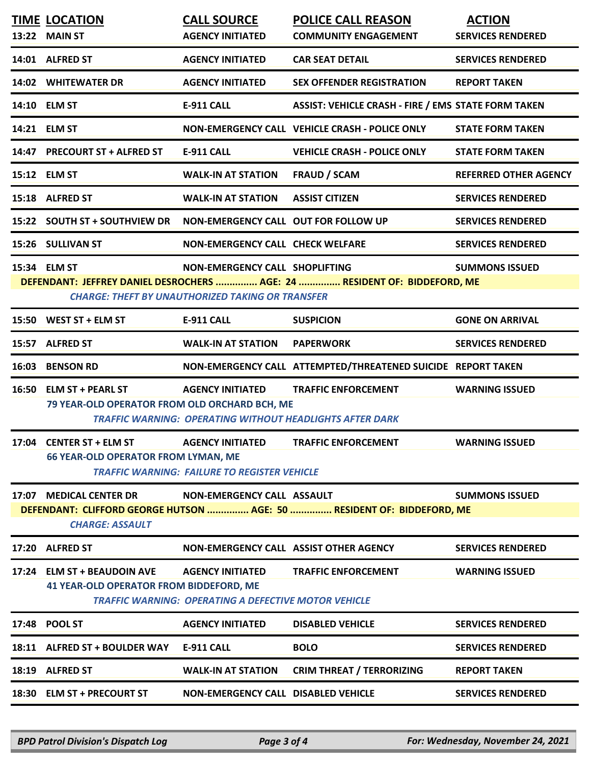| TIME | LOCATION | CALL SOURCE | POLICE CALL REASON | ACTION |
|---|---|---|---|---|
| 13:22 | MAIN ST | AGENCY INITIATED | COMMUNITY ENGAGEMENT | SERVICES RENDERED |
| 14:01 | ALFRED ST | AGENCY INITIATED | CAR SEAT DETAIL | SERVICES RENDERED |
| 14:02 | WHITEWATER DR | AGENCY INITIATED | SEX OFFENDER REGISTRATION | REPORT TAKEN |
| 14:10 | ELM ST | E-911 CALL | ASSIST: VEHICLE CRASH - FIRE / EMS | STATE FORM TAKEN |
| 14:21 | ELM ST | NON-EMERGENCY CALL | VEHICLE CRASH - POLICE ONLY | STATE FORM TAKEN |
| 14:47 | PRECOURT ST + ALFRED ST | E-911 CALL | VEHICLE CRASH - POLICE ONLY | STATE FORM TAKEN |
| 15:12 | ELM ST | WALK-IN AT STATION | FRAUD / SCAM | REFERRED OTHER AGENCY |
| 15:18 | ALFRED ST | WALK-IN AT STATION | ASSIST CITIZEN | SERVICES RENDERED |
| 15:22 | SOUTH ST + SOUTHVIEW DR | NON-EMERGENCY CALL | OUT FOR FOLLOW UP | SERVICES RENDERED |
| 15:26 | SULLIVAN ST | NON-EMERGENCY CALL | CHECK WELFARE | SERVICES RENDERED |
| 15:34 | ELM ST | NON-EMERGENCY CALL | SHOPLIFTING | SUMMONS ISSUED |

DEFENDANT: JEFFREY DANIEL DESROCHERS ............... AGE: 24 ............... RESIDENT OF: BIDDEFORD, ME

*CHARGE: THEFT BY UNAUTHORIZED TAKING OR TRANSFER*

| TIME | LOCATION | CALL SOURCE | POLICE CALL REASON | ACTION |
|---|---|---|---|---|
| 15:50 | WEST ST + ELM ST | E-911 CALL | SUSPICION | GONE ON ARRIVAL |
| 15:57 | ALFRED ST | WALK-IN AT STATION | PAPERWORK | SERVICES RENDERED |
| 16:03 | BENSON RD | NON-EMERGENCY CALL | ATTEMPTED/THREATENED SUICIDE | REPORT TAKEN |
| 16:50 | ELM ST + PEARL ST | AGENCY INITIATED | TRAFFIC ENFORCEMENT | WARNING ISSUED |

79 YEAR-OLD OPERATOR FROM OLD ORCHARD BCH, ME

*TRAFFIC WARNING: OPERATING WITHOUT HEADLIGHTS AFTER DARK*

| TIME | LOCATION | CALL SOURCE | POLICE CALL REASON | ACTION |
|---|---|---|---|---|
| 17:04 | CENTER ST + ELM ST | AGENCY INITIATED | TRAFFIC ENFORCEMENT | WARNING ISSUED |

66 YEAR-OLD OPERATOR FROM LYMAN, ME

*TRAFFIC WARNING: FAILURE TO REGISTER VEHICLE*

| TIME | LOCATION | CALL SOURCE | POLICE CALL REASON | ACTION |
|---|---|---|---|---|
| 17:07 | MEDICAL CENTER DR | NON-EMERGENCY CALL | ASSAULT | SUMMONS ISSUED |

DEFENDANT: CLIFFORD GEORGE HUTSON ............... AGE: 50 ............... RESIDENT OF: BIDDEFORD, ME

*CHARGE: ASSAULT*

| TIME | LOCATION | CALL SOURCE | POLICE CALL REASON | ACTION |
|---|---|---|---|---|
| 17:20 | ALFRED ST | NON-EMERGENCY CALL | ASSIST OTHER AGENCY | SERVICES RENDERED |
| 17:24 | ELM ST + BEAUDOIN AVE | AGENCY INITIATED | TRAFFIC ENFORCEMENT | WARNING ISSUED |

41 YEAR-OLD OPERATOR FROM BIDDEFORD, ME

*TRAFFIC WARNING: OPERATING A DEFECTIVE MOTOR VEHICLE*

| TIME | LOCATION | CALL SOURCE | POLICE CALL REASON | ACTION |
|---|---|---|---|---|
| 17:48 | POOL ST | AGENCY INITIATED | DISABLED VEHICLE | SERVICES RENDERED |
| 18:11 | ALFRED ST + BOULDER WAY | E-911 CALL | BOLO | SERVICES RENDERED |
| 18:19 | ALFRED ST | WALK-IN AT STATION | CRIM THREAT / TERRORIZING | REPORT TAKEN |
| 18:30 | ELM ST + PRECOURT ST | NON-EMERGENCY CALL | DISABLED VEHICLE | SERVICES RENDERED |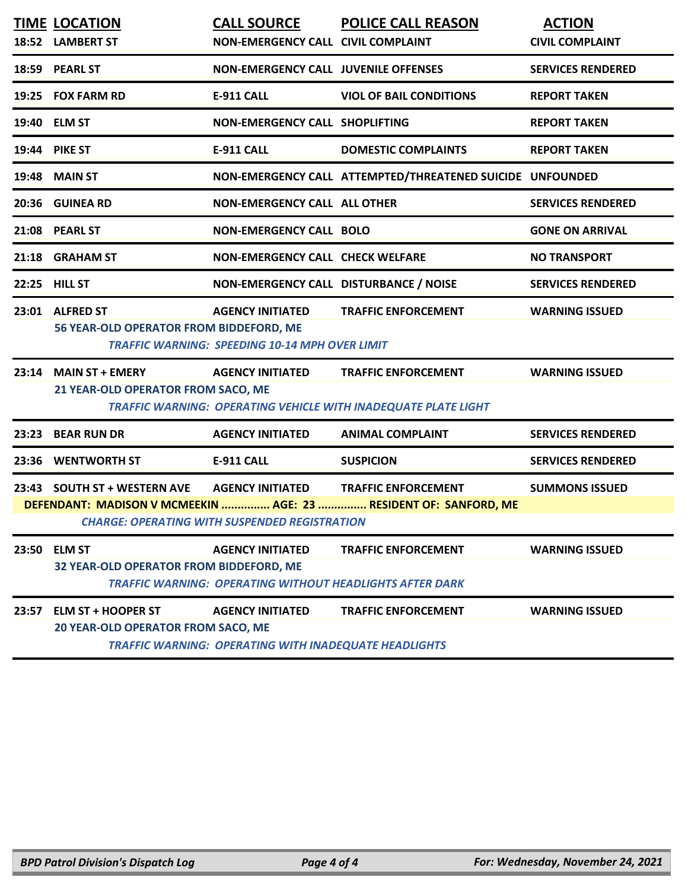| TIME | LOCATION | CALL SOURCE | POLICE CALL REASON | ACTION |
|---|---|---|---|---|
| 18:52 | LAMBERT ST | NON-EMERGENCY CALL | CIVIL COMPLAINT | CIVIL COMPLAINT |
| 18:59 | PEARL ST | NON-EMERGENCY CALL | JUVENILE OFFENSES | SERVICES RENDERED |
| 19:25 | FOX FARM RD | E-911 CALL | VIOL OF BAIL CONDITIONS | REPORT TAKEN |
| 19:40 | ELM ST | NON-EMERGENCY CALL | SHOPLIFTING | REPORT TAKEN |
| 19:44 | PIKE ST | E-911 CALL | DOMESTIC COMPLAINTS | REPORT TAKEN |
| 19:48 | MAIN ST | NON-EMERGENCY CALL | ATTEMPTED/THREATENED SUICIDE | UNFOUNDED |
| 20:36 | GUINEA RD | NON-EMERGENCY CALL | ALL OTHER | SERVICES RENDERED |
| 21:08 | PEARL ST | NON-EMERGENCY CALL | BOLO | GONE ON ARRIVAL |
| 21:18 | GRAHAM ST | NON-EMERGENCY CALL | CHECK WELFARE | NO TRANSPORT |
| 22:25 | HILL ST | NON-EMERGENCY CALL | DISTURBANCE / NOISE | SERVICES RENDERED |
| 23:01 | ALFRED ST | AGENCY INITIATED | TRAFFIC ENFORCEMENT | WARNING ISSUED |
| | 56 YEAR-OLD OPERATOR FROM BIDDEFORD, ME | | | |
| | | *TRAFFIC WARNING: SPEEDING 10-14 MPH OVER LIMIT* | | |
| 23:14 | MAIN ST + EMERY | AGENCY INITIATED | TRAFFIC ENFORCEMENT | WARNING ISSUED |
| | 21 YEAR-OLD OPERATOR FROM SACO, ME | | | |
| | | *TRAFFIC WARNING: OPERATING VEHICLE WITH INADEQUATE PLATE LIGHT* | | |
| 23:23 | BEAR RUN DR | AGENCY INITIATED | ANIMAL COMPLAINT | SERVICES RENDERED |
| 23:36 | WENTWORTH ST | E-911 CALL | SUSPICION | SERVICES RENDERED |
| 23:43 | SOUTH ST + WESTERN AVE | AGENCY INITIATED | TRAFFIC ENFORCEMENT | SUMMONS ISSUED |
| | DEFENDANT: MADISON V MCMEEKIN ............... AGE: 23 ............... RESIDENT OF: SANFORD, ME | | | |
| | | *CHARGE: OPERATING WITH SUSPENDED REGISTRATION* | | |
| 23:50 | ELM ST | AGENCY INITIATED | TRAFFIC ENFORCEMENT | WARNING ISSUED |
| | 32 YEAR-OLD OPERATOR FROM BIDDEFORD, ME | | | |
| | | *TRAFFIC WARNING: OPERATING WITHOUT HEADLIGHTS AFTER DARK* | | |
| 23:57 | ELM ST + HOOPER ST | AGENCY INITIATED | TRAFFIC ENFORCEMENT | WARNING ISSUED |
| | 20 YEAR-OLD OPERATOR FROM SACO, ME | | | |
| | | *TRAFFIC WARNING: OPERATING WITH INADEQUATE HEADLIGHTS* | | |